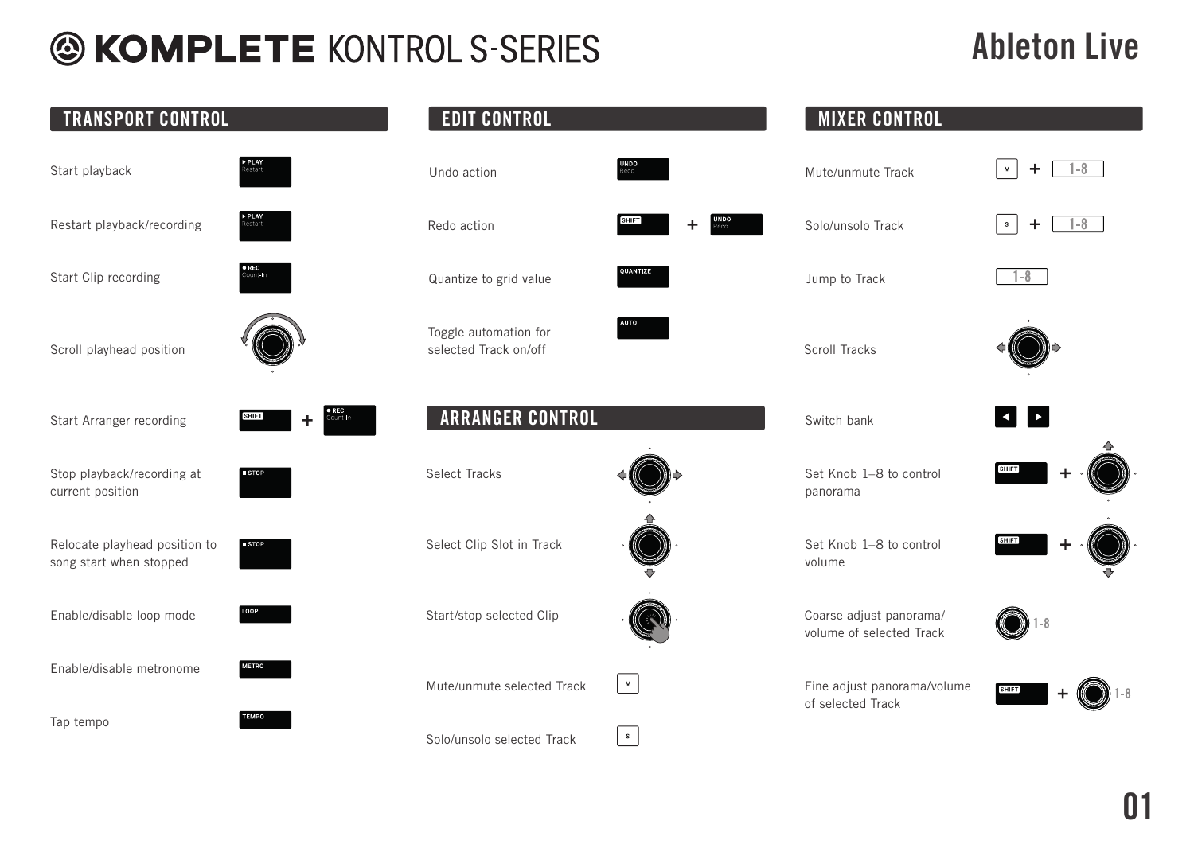# KOMPLETE KONTROL S-SERIES

# Ableton Live

## TRANSPORT CONTROL

| Action | Control |
| --- | --- |
| Start playback | ▶ PLAY Restart |
| Restart playback/recording | ▶ PLAY Restart |
| Start Clip recording | ● REC Count-In |
| Scroll playhead position | (turn 4-D encoder) |
| Start Arranger recording | SHIFT + ● REC Count-In |
| Stop playback/recording at current position | ■ STOP |
| Relocate playhead position to song start when stopped | ■ STOP |
| Enable/disable loop mode | LOOP |
| Enable/disable metronome | METRO |
| Tap tempo | TEMPO |

## EDIT CONTROL

| Action | Control |
| --- | --- |
| Undo action | UNDO Redo |
| Redo action | SHIFT + UNDO Redo |
| Quantize to grid value | QUANTIZE |
| Toggle automation for selected Track on/off | AUTO |

## ARRANGER CONTROL

| Action | Control |
| --- | --- |
| Select Tracks | (push 4-D encoder left/right) |
| Select Clip Slot in Track | (push 4-D encoder up/down) |
| Start/stop selected Clip | (press 4-D encoder) |
| Mute/unmute selected Track | M |
| Solo/unsolo selected Track | S |

## MIXER CONTROL

| Action | Control |
| --- | --- |
| Mute/unmute Track | M + 1-8 |
| Solo/unsolo Track | S + 1-8 |
| Jump to Track | 1-8 |
| Scroll Tracks | (push 4-D encoder left/right) |
| Switch bank | ◀ ▶ |
| Set Knob 1–8 to control panorama | SHIFT + (push 4-D encoder up) |
| Set Knob 1–8 to control volume | SHIFT + (push 4-D encoder down) |
| Coarse adjust panorama/ volume of selected Track | (Knob) 1-8 |
| Fine adjust panorama/volume of selected Track | SHIFT + (Knob) 1-8 |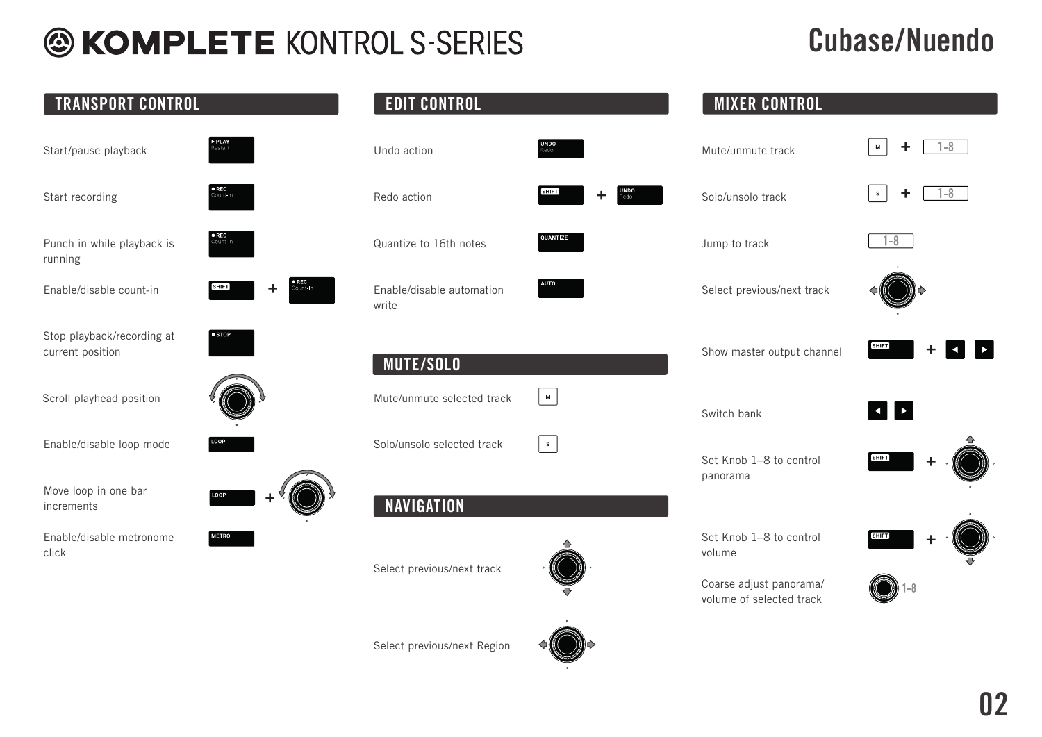# KOMPLETE KONTROL S-SERIES — Cubase/Nuendo

## TRANSPORT CONTROL

| Action | Control |
|---|---|
| Start/pause playback | PLAY (Restart) |
| Start recording | REC (Count-In) |
| Punch in while playback is running | REC (Count-In) |
| Enable/disable count-in | SHIFT + REC (Count-In) |
| Stop playback/recording at current position | STOP |
| Scroll playhead position | 4-D encoder (turn) |
| Enable/disable loop mode | LOOP |
| Move loop in one bar increments | LOOP + 4-D encoder (turn) |
| Enable/disable metronome click | METRO |

## EDIT CONTROL

| Action | Control |
|---|---|
| Undo action | UNDO (Redo) |
| Redo action | SHIFT + UNDO (Redo) |
| Quantize to 16th notes | QUANTIZE |
| Enable/disable automation write | AUTO |

## MUTE/SOLO

| Action | Control |
|---|---|
| Mute/unmute selected track | M |
| Solo/unsolo selected track | S |

## NAVIGATION

| Action | Control |
|---|---|
| Select previous/next track | 4-D encoder (push up/down) |
| Select previous/next Region | 4-D encoder (push left/right) |

## MIXER CONTROL

| Action | Control |
|---|---|
| Mute/unmute track | M + 1-8 |
| Solo/unsolo track | S + 1-8 |
| Jump to track | 1-8 |
| Select previous/next track | 4-D encoder (push left/right) |
| Show master output channel | SHIFT + ◀ ▶ |
| Switch bank | ◀ ▶ |
| Set Knob 1–8 to control panorama | SHIFT + 4-D encoder (push up) |
| Set Knob 1–8 to control volume | SHIFT + 4-D encoder (push down) |
| Coarse adjust panorama/volume of selected track | Knob 1-8 |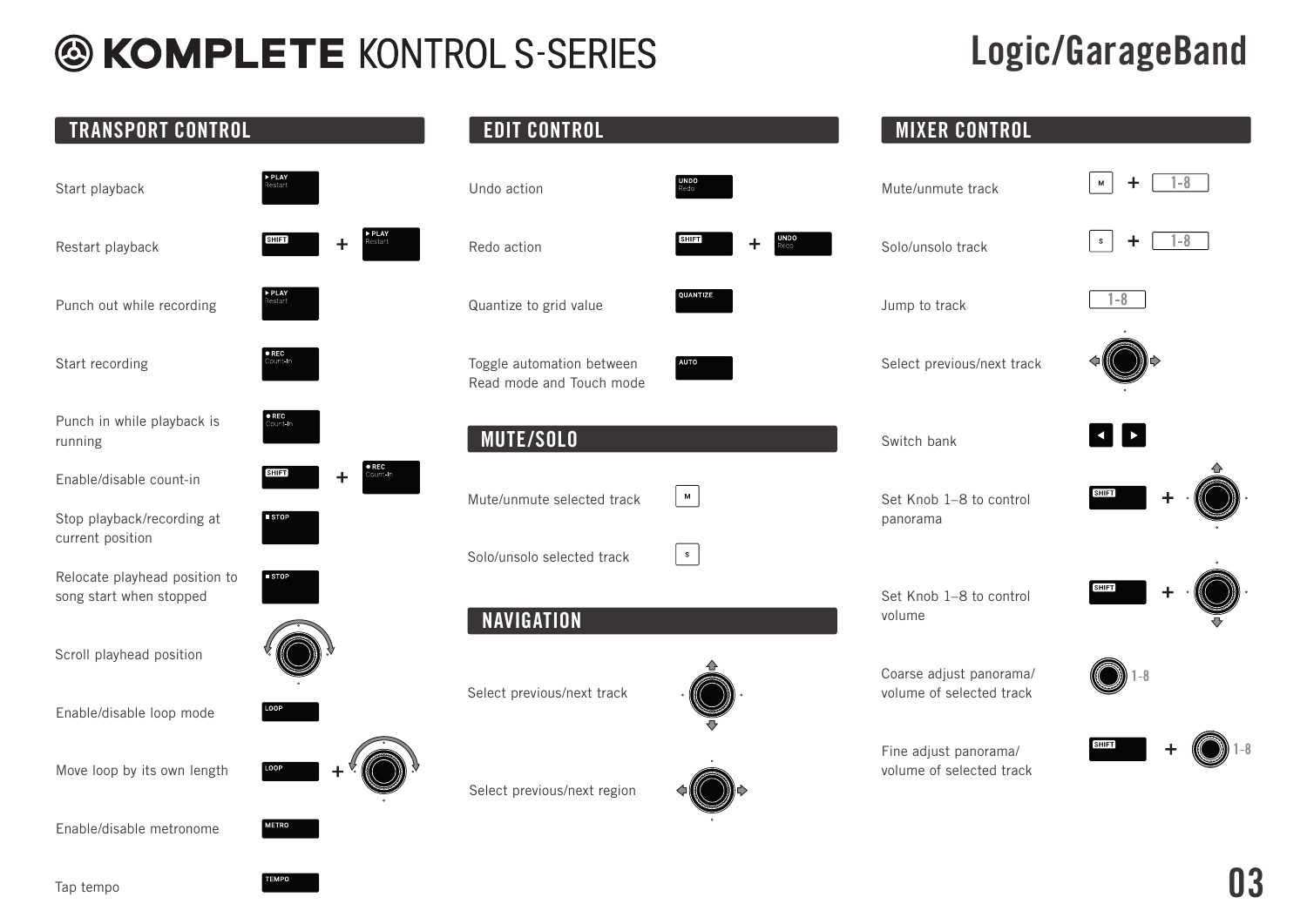# KOMPLETE KONTROL S-SERIES

# Logic/GarageBand

## TRANSPORT CONTROL

| Action | Control |
| --- | --- |
| Start playback | ▶ PLAY Restart |
| Restart playback | SHIFT + ▶ PLAY Restart |
| Punch out while recording | ▶ PLAY Restart |
| Start recording | ● REC Count-In |
| Punch in while playback is running | ● REC Count-In |
| Enable/disable count-in | SHIFT + ● REC Count-In |
| Stop playback/recording at current position | ■ STOP |
| Relocate playhead position to song start when stopped | ■ STOP |
| Scroll playhead position | Encoder (turn) |
| Enable/disable loop mode | LOOP |
| Move loop by its own length | LOOP + Encoder (turn) |
| Enable/disable metronome | METRO |
| Tap tempo | TEMPO |

## EDIT CONTROL

| Action | Control |
| --- | --- |
| Undo action | UNDO Redo |
| Redo action | SHIFT + UNDO Redo |
| Quantize to grid value | QUANTIZE |
| Toggle automation between Read mode and Touch mode | AUTO |

## MUTE/SOLO

| Action | Control |
| --- | --- |
| Mute/unmute selected track | M |
| Solo/unsolo selected track | S |

## NAVIGATION

| Action | Control |
| --- | --- |
| Select previous/next track | Encoder (push up/down) |
| Select previous/next region | Encoder (push left/right) |

## MIXER CONTROL

| Action | Control |
| --- | --- |
| Mute/unmute track | M + 1-8 |
| Solo/unsolo track | S + 1-8 |
| Jump to track | 1-8 |
| Select previous/next track | Encoder (push left/right) |
| Switch bank | ◀ ▶ |
| Set Knob 1–8 to control panorama | SHIFT + Encoder (push up) |
| Set Knob 1–8 to control volume | SHIFT + Encoder (push down) |
| Coarse adjust panorama/ volume of selected track | Knob 1-8 |
| Fine adjust panorama/ volume of selected track | SHIFT + Knob 1-8 |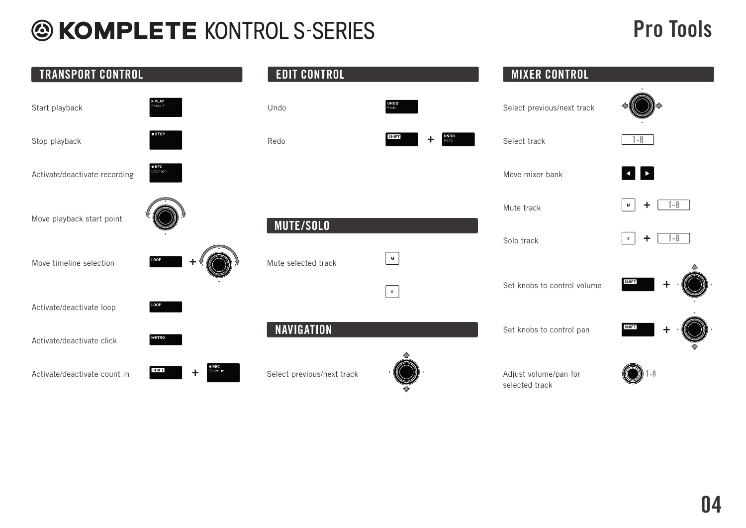# KOMPLETE KONTROL S-SERIES

## Pro Tools

### TRANSPORT CONTROL

| | |
|---|---|
| Start playback | ▶ PLAY Restart |
| Stop playback | ■ STOP |
| Activate/deactivate recording | ● REC Count-In |
| Move playback start point | (turn encoder) |
| Move timeline selection | LOOP + (turn encoder) |
| Activate/deactivate loop | LOOP |
| Activate/deactivate click | METRO |
| Activate/deactivate count in | SHIFT + ● REC Count-In |

### EDIT CONTROL

| | |
|---|---|
| Undo | UNDO Redo |
| Redo | SHIFT + UNDO Redo |

### MUTE/SOLO

| | |
|---|---|
| Mute selected track | M |
| | S |

### NAVIGATION

| | |
|---|---|
| Select previous/next track | (push encoder up/down) |

### MIXER CONTROL

| | |
|---|---|
| Select previous/next track | (push encoder left/right) |
| Select track | 1-8 |
| Move mixer bank | ◀ ▶ |
| Mute track | M + 1-8 |
| Solo track | S + 1-8 |
| Set knobs to control volume | SHIFT + (push encoder up) |
| Set knobs to control pan | SHIFT + (push encoder down) |
| Adjust volume/pan for selected track | (knob) 1-8 |